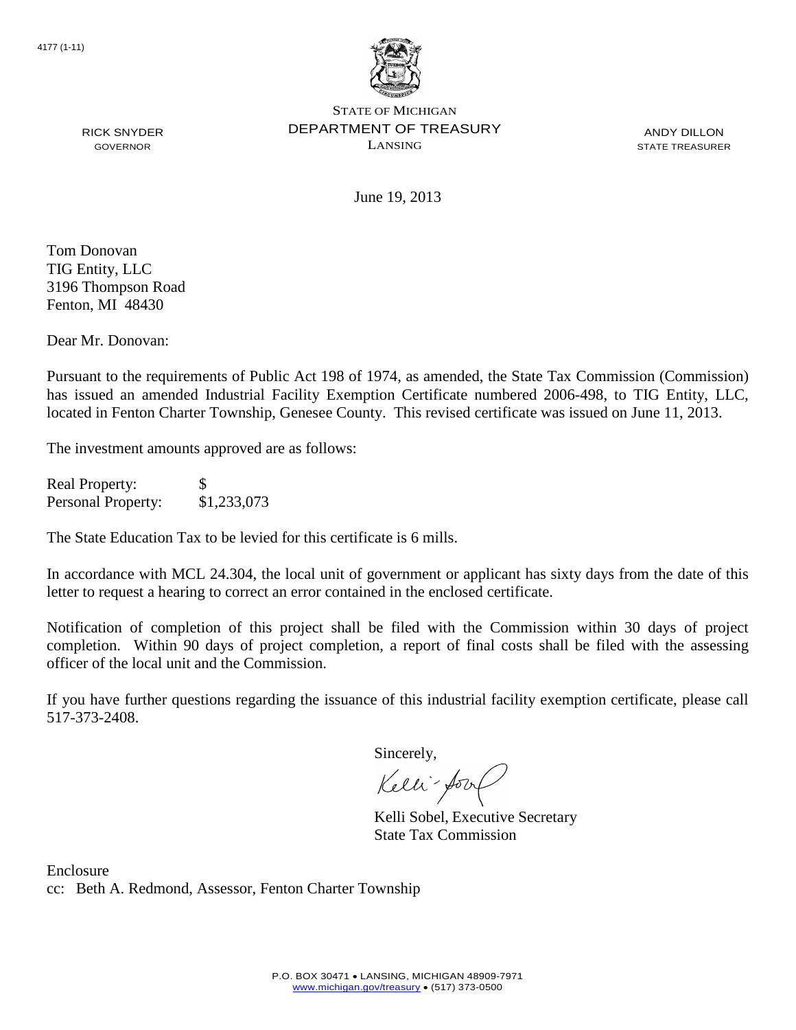4177 (1-11)

STATE OF MICHIGAN
DEPARTMENT OF TREASURY
LANSING

RICK SNYDER
GOVERNOR

ANDY DILLON
STATE TREASURER

June 19, 2013

Tom Donovan
TIG Entity, LLC
3196 Thompson Road
Fenton, MI 48430

Dear Mr. Donovan:

Pursuant to the requirements of Public Act 198 of 1974, as amended, the State Tax Commission (Commission) has issued an amended Industrial Facility Exemption Certificate numbered 2006-498, to TIG Entity, LLC, located in Fenton Charter Township, Genesee County. This revised certificate was issued on June 11, 2013.

The investment amounts approved are as follows:

| | |
|---|---|
| Real Property: | $ |
| Personal Property: | $1,233,073 |

The State Education Tax to be levied for this certificate is 6 mills.

In accordance with MCL 24.304, the local unit of government or applicant has sixty days from the date of this letter to request a hearing to correct an error contained in the enclosed certificate.

Notification of completion of this project shall be filed with the Commission within 30 days of project completion. Within 90 days of project completion, a report of final costs shall be filed with the assessing officer of the local unit and the Commission.

If you have further questions regarding the issuance of this industrial facility exemption certificate, please call 517-373-2408.

Sincerely,

Kelli Sobel, Executive Secretary
State Tax Commission

Enclosure
cc: Beth A. Redmond, Assessor, Fenton Charter Township

P.O. BOX 30471 • LANSING, MICHIGAN 48909-7971
www.michigan.gov/treasury • (517) 373-0500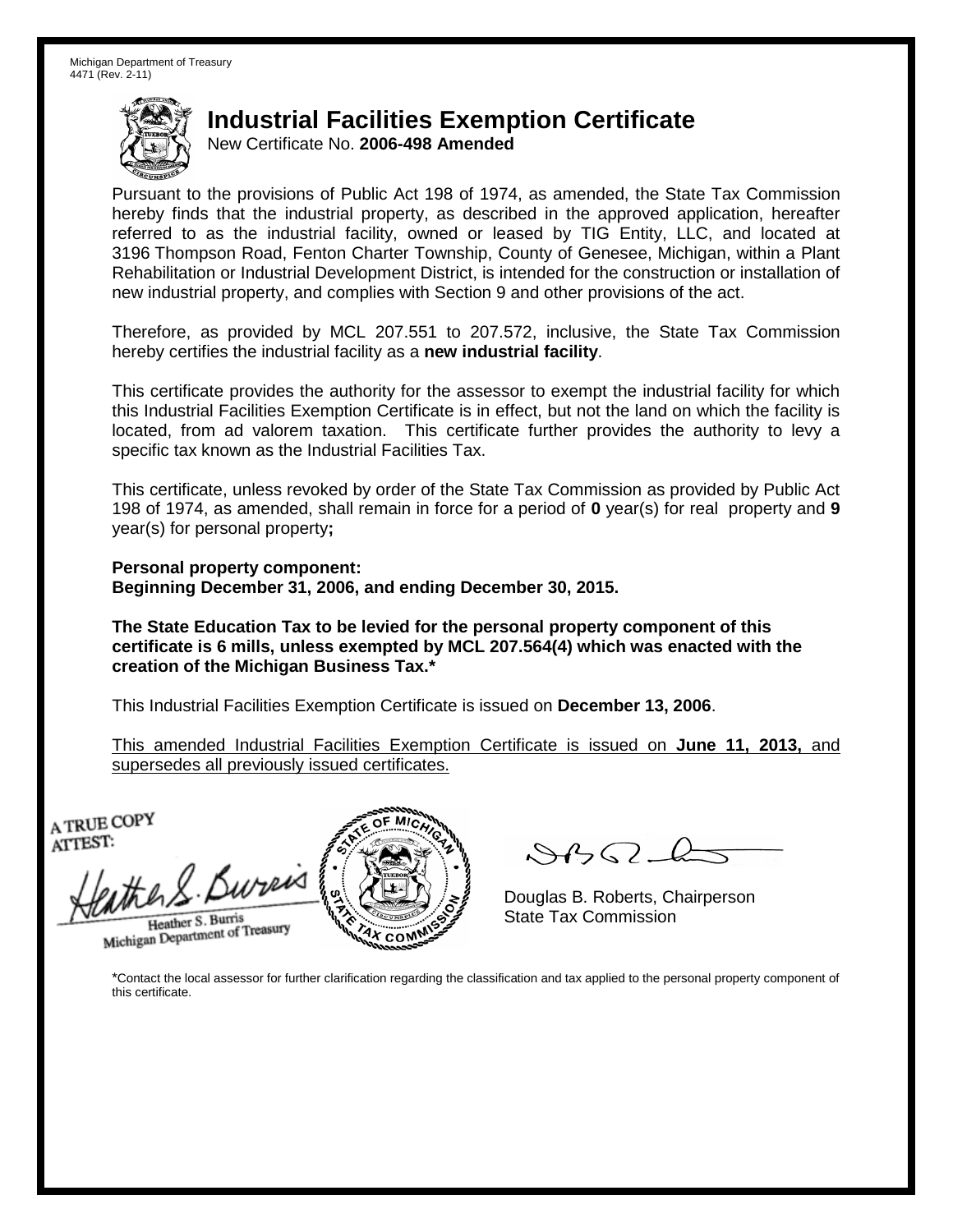Michigan Department of Treasury
4471 (Rev. 2-11)

# Industrial Facilities Exemption Certificate

New Certificate No. **2006-498 Amended**

Pursuant to the provisions of Public Act 198 of 1974, as amended, the State Tax Commission hereby finds that the industrial property, as described in the approved application, hereafter referred to as the industrial facility, owned or leased by TIG Entity, LLC, and located at 3196 Thompson Road, Fenton Charter Township, County of Genesee, Michigan, within a Plant Rehabilitation or Industrial Development District, is intended for the construction or installation of new industrial property, and complies with Section 9 and other provisions of the act.

Therefore, as provided by MCL 207.551 to 207.572, inclusive, the State Tax Commission hereby certifies the industrial facility as a **new industrial facility**.

This certificate provides the authority for the assessor to exempt the industrial facility for which this Industrial Facilities Exemption Certificate is in effect, but not the land on which the facility is located, from ad valorem taxation. This certificate further provides the authority to levy a specific tax known as the Industrial Facilities Tax.

This certificate, unless revoked by order of the State Tax Commission as provided by Public Act 198 of 1974, as amended, shall remain in force for a period of **0** year(s) for real property and **9** year(s) for personal property**;**

**Personal property component:**
**Beginning December 31, 2006, and ending December 30, 2015.**

**The State Education Tax to be levied for the personal property component of this certificate is 6 mills, unless exempted by MCL 207.564(4) which was enacted with the creation of the Michigan Business Tax.***

This Industrial Facilities Exemption Certificate is issued on **December 13, 2006**.

This amended Industrial Facilities Exemption Certificate is issued on **June 11, 2013,** and supersedes all previously issued certificates.

A TRUE COPY
ATTEST:

Heather S. Burris
Michigan Department of Treasury

Douglas B. Roberts, Chairperson
State Tax Commission

*Contact the local assessor for further clarification regarding the classification and tax applied to the personal property component of this certificate.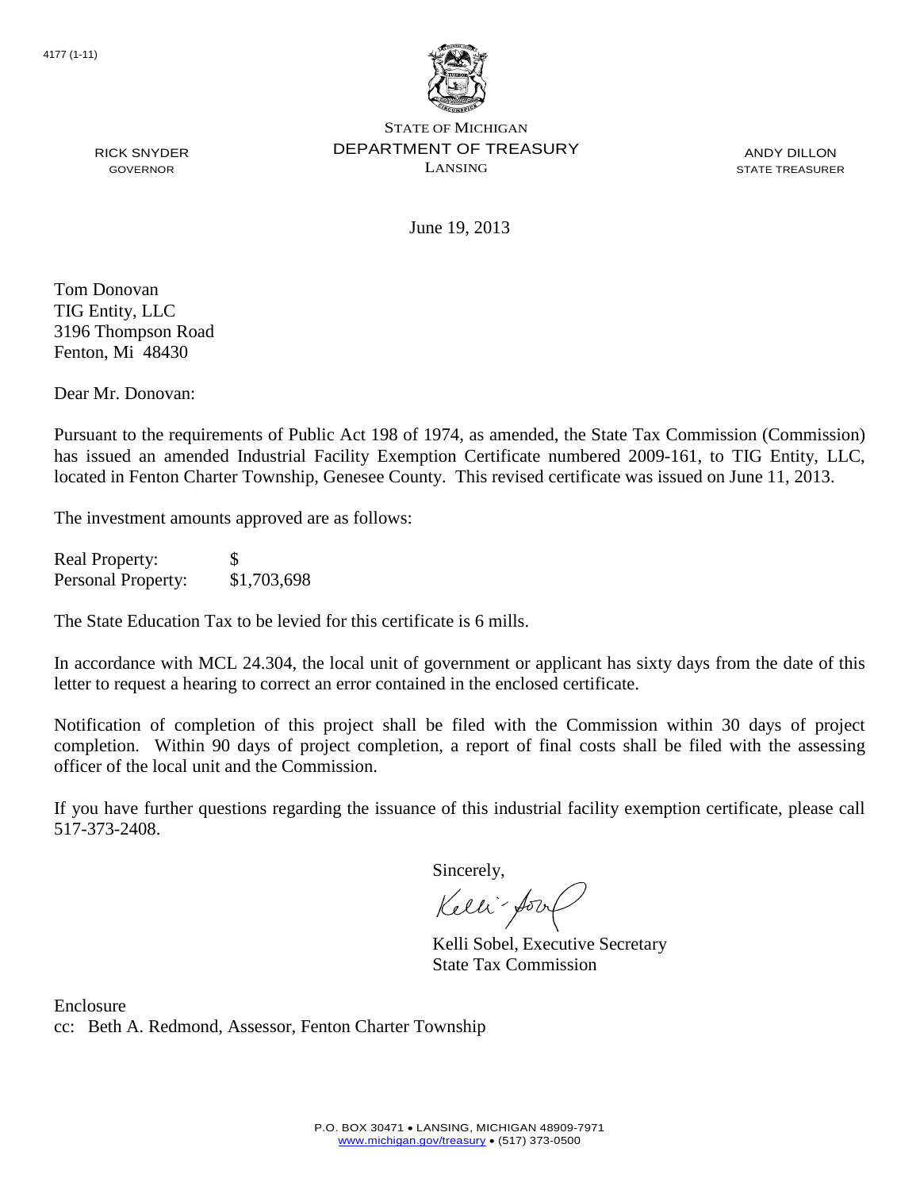4177 (1-11)

STATE OF MICHIGAN
DEPARTMENT OF TREASURY
LANSING

RICK SNYDER
GOVERNOR

ANDY DILLON
STATE TREASURER

June 19, 2013

Tom Donovan
TIG Entity, LLC
3196 Thompson Road
Fenton, Mi 48430

Dear Mr. Donovan:

Pursuant to the requirements of Public Act 198 of 1974, as amended, the State Tax Commission (Commission) has issued an amended Industrial Facility Exemption Certificate numbered 2009-161, to TIG Entity, LLC, located in Fenton Charter Township, Genesee County. This revised certificate was issued on June 11, 2013.

The investment amounts approved are as follows:

| | |
|---|---|
| Real Property: | $ |
| Personal Property: | $1,703,698 |

The State Education Tax to be levied for this certificate is 6 mills.

In accordance with MCL 24.304, the local unit of government or applicant has sixty days from the date of this letter to request a hearing to correct an error contained in the enclosed certificate.

Notification of completion of this project shall be filed with the Commission within 30 days of project completion. Within 90 days of project completion, a report of final costs shall be filed with the assessing officer of the local unit and the Commission.

If you have further questions regarding the issuance of this industrial facility exemption certificate, please call 517-373-2408.

Sincerely,

Kelli Sobel, Executive Secretary
State Tax Commission

Enclosure
cc: Beth A. Redmond, Assessor, Fenton Charter Township

P.O. BOX 30471 • LANSING, MICHIGAN 48909-7971
www.michigan.gov/treasury • (517) 373-0500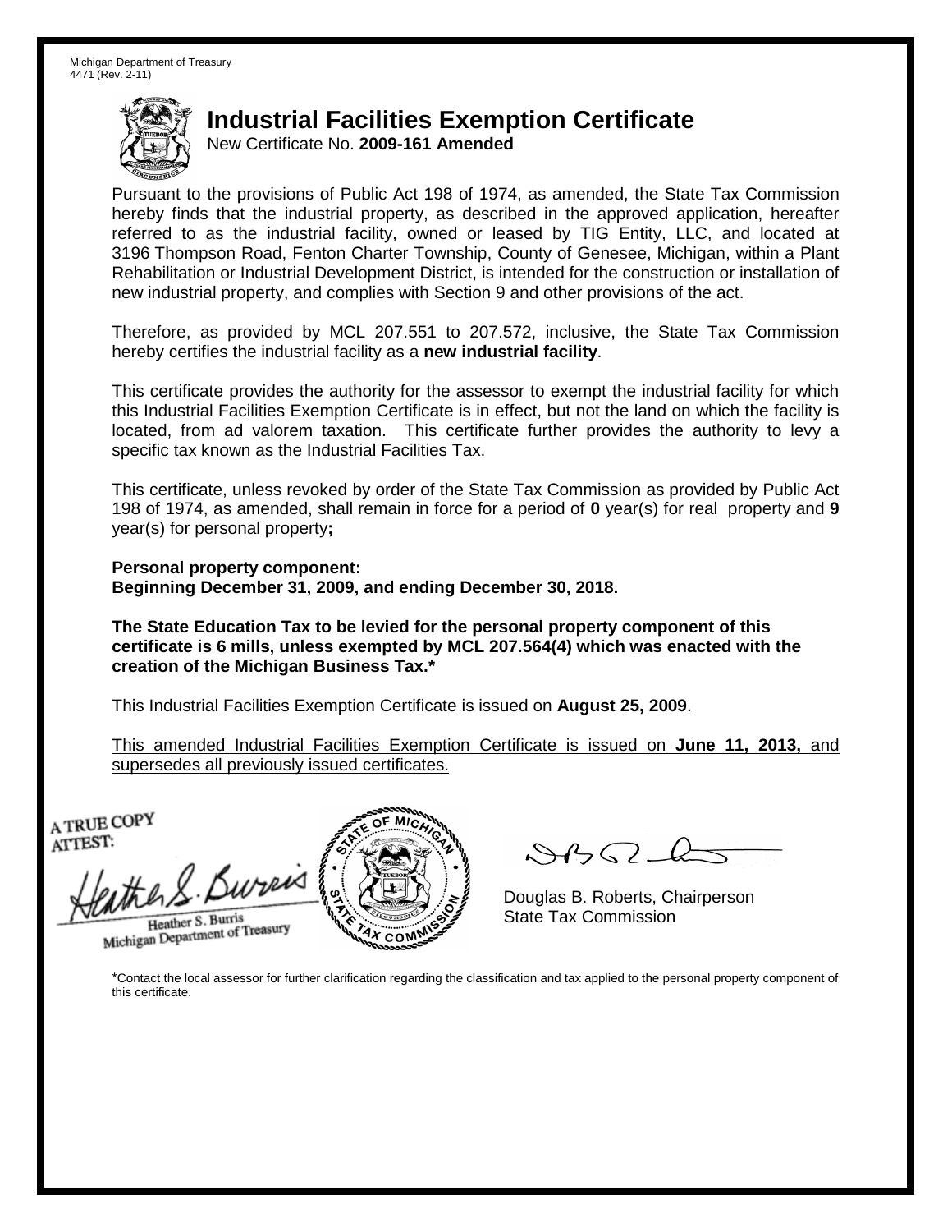Michigan Department of Treasury
4471 (Rev. 2-11)

# Industrial Facilities Exemption Certificate

New Certificate No. **2009-161 Amended**

Pursuant to the provisions of Public Act 198 of 1974, as amended, the State Tax Commission hereby finds that the industrial property, as described in the approved application, hereafter referred to as the industrial facility, owned or leased by TIG Entity, LLC, and located at 3196 Thompson Road, Fenton Charter Township, County of Genesee, Michigan, within a Plant Rehabilitation or Industrial Development District, is intended for the construction or installation of new industrial property, and complies with Section 9 and other provisions of the act.

Therefore, as provided by MCL 207.551 to 207.572, inclusive, the State Tax Commission hereby certifies the industrial facility as a **new industrial facility**.

This certificate provides the authority for the assessor to exempt the industrial facility for which this Industrial Facilities Exemption Certificate is in effect, but not the land on which the facility is located, from ad valorem taxation. This certificate further provides the authority to levy a specific tax known as the Industrial Facilities Tax.

This certificate, unless revoked by order of the State Tax Commission as provided by Public Act 198 of 1974, as amended, shall remain in force for a period of **0** year(s) for real property and **9** year(s) for personal property**;**

**Personal property component:**
**Beginning December 31, 2009, and ending December 30, 2018.**

**The State Education Tax to be levied for the personal property component of this certificate is 6 mills, unless exempted by MCL 207.564(4) which was enacted with the creation of the Michigan Business Tax.***

This Industrial Facilities Exemption Certificate is issued on **August 25, 2009**.

This amended Industrial Facilities Exemption Certificate is issued on **June 11, 2013,** and supersedes all previously issued certificates.

A TRUE COPY
ATTEST:

Heather S. Burris
Michigan Department of Treasury

Douglas B. Roberts, Chairperson
State Tax Commission

*Contact the local assessor for further clarification regarding the classification and tax applied to the personal property component of this certificate.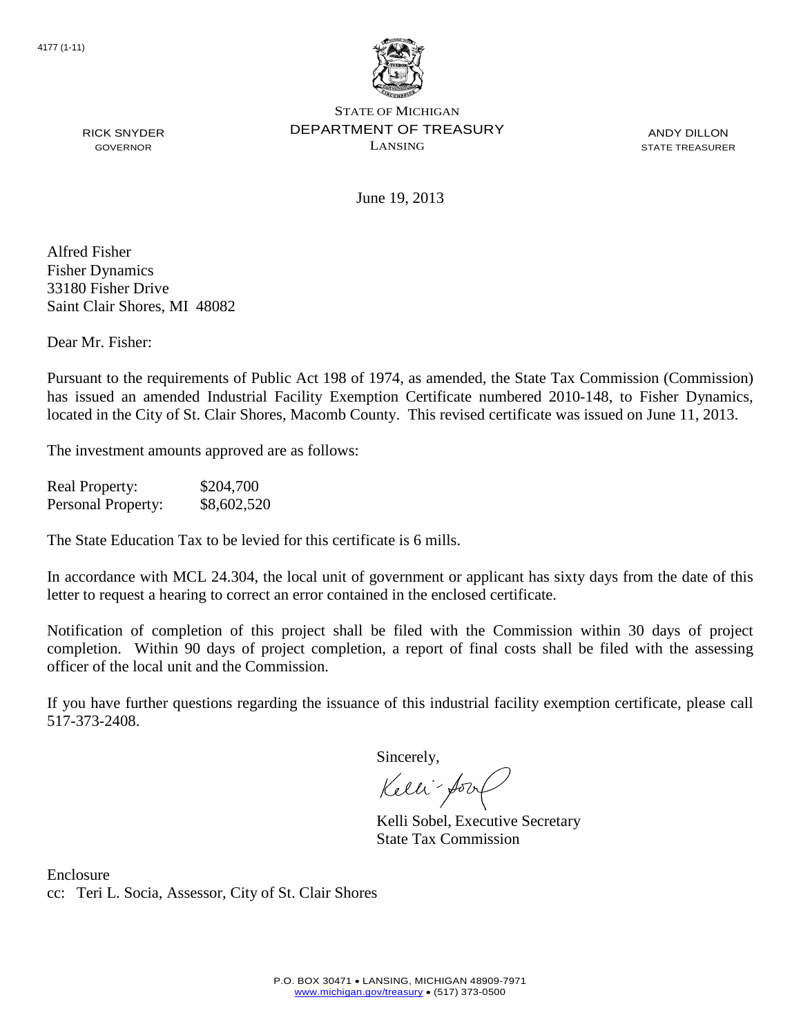4177 (1-11)

STATE OF MICHIGAN
DEPARTMENT OF TREASURY
LANSING

RICK SNYDER
GOVERNOR

ANDY DILLON
STATE TREASURER

June 19, 2013

Alfred Fisher
Fisher Dynamics
33180 Fisher Drive
Saint Clair Shores, MI 48082

Dear Mr. Fisher:

Pursuant to the requirements of Public Act 198 of 1974, as amended, the State Tax Commission (Commission) has issued an amended Industrial Facility Exemption Certificate numbered 2010-148, to Fisher Dynamics, located in the City of St. Clair Shores, Macomb County. This revised certificate was issued on June 11, 2013.

The investment amounts approved are as follows:

| | |
|---|---|
| Real Property: | $204,700 |
| Personal Property: | $8,602,520 |

The State Education Tax to be levied for this certificate is 6 mills.

In accordance with MCL 24.304, the local unit of government or applicant has sixty days from the date of this letter to request a hearing to correct an error contained in the enclosed certificate.

Notification of completion of this project shall be filed with the Commission within 30 days of project completion. Within 90 days of project completion, a report of final costs shall be filed with the assessing officer of the local unit and the Commission.

If you have further questions regarding the issuance of this industrial facility exemption certificate, please call 517-373-2408.

Sincerely,

Kelli Sobel, Executive Secretary
State Tax Commission

Enclosure
cc: Teri L. Socia, Assessor, City of St. Clair Shores

P.O. BOX 30471 • LANSING, MICHIGAN 48909-7971
www.michigan.gov/treasury • (517) 373-0500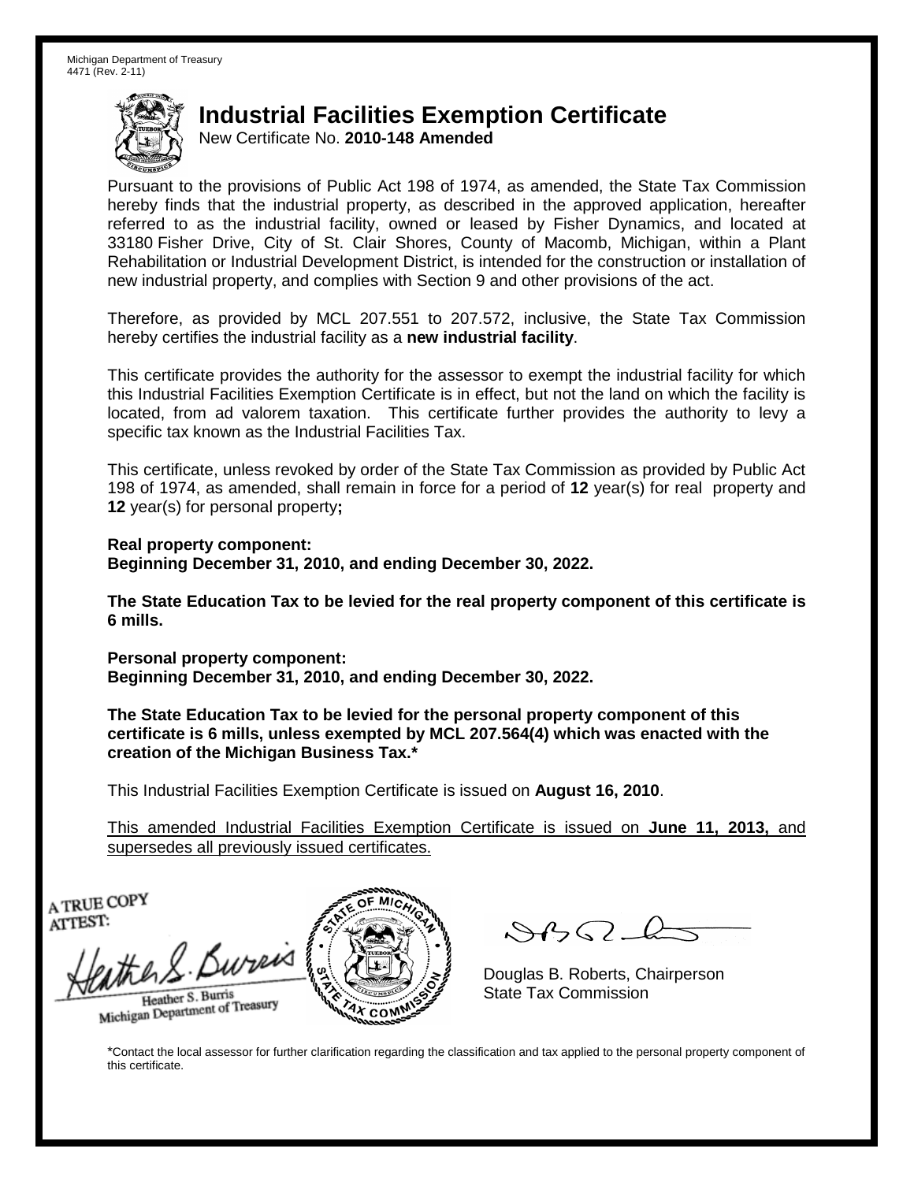Michigan Department of Treasury
4471 (Rev. 2-11)

# Industrial Facilities Exemption Certificate

New Certificate No. **2010-148 Amended**

Pursuant to the provisions of Public Act 198 of 1974, as amended, the State Tax Commission hereby finds that the industrial property, as described in the approved application, hereafter referred to as the industrial facility, owned or leased by Fisher Dynamics, and located at 33180 Fisher Drive, City of St. Clair Shores, County of Macomb, Michigan, within a Plant Rehabilitation or Industrial Development District, is intended for the construction or installation of new industrial property, and complies with Section 9 and other provisions of the act.

Therefore, as provided by MCL 207.551 to 207.572, inclusive, the State Tax Commission hereby certifies the industrial facility as a **new industrial facility**.

This certificate provides the authority for the assessor to exempt the industrial facility for which this Industrial Facilities Exemption Certificate is in effect, but not the land on which the facility is located, from ad valorem taxation. This certificate further provides the authority to levy a specific tax known as the Industrial Facilities Tax.

This certificate, unless revoked by order of the State Tax Commission as provided by Public Act 198 of 1974, as amended, shall remain in force for a period of **12** year(s) for real property and **12** year(s) for personal property**;**

**Real property component:**
**Beginning December 31, 2010, and ending December 30, 2022.**

**The State Education Tax to be levied for the real property component of this certificate is 6 mills.**

**Personal property component:**
**Beginning December 31, 2010, and ending December 30, 2022.**

**The State Education Tax to be levied for the personal property component of this certificate is 6 mills, unless exempted by MCL 207.564(4) which was enacted with the creation of the Michigan Business Tax.***

This Industrial Facilities Exemption Certificate is issued on **August 16, 2010**.

<u>This amended Industrial Facilities Exemption Certificate is issued on **June 11, 2013,** and supersedes all previously issued certificates.</u>

A TRUE COPY
ATTEST:

Heather S. Burris
Michigan Department of Treasury

Douglas B. Roberts, Chairperson
State Tax Commission

*Contact the local assessor for further clarification regarding the classification and tax applied to the personal property component of this certificate.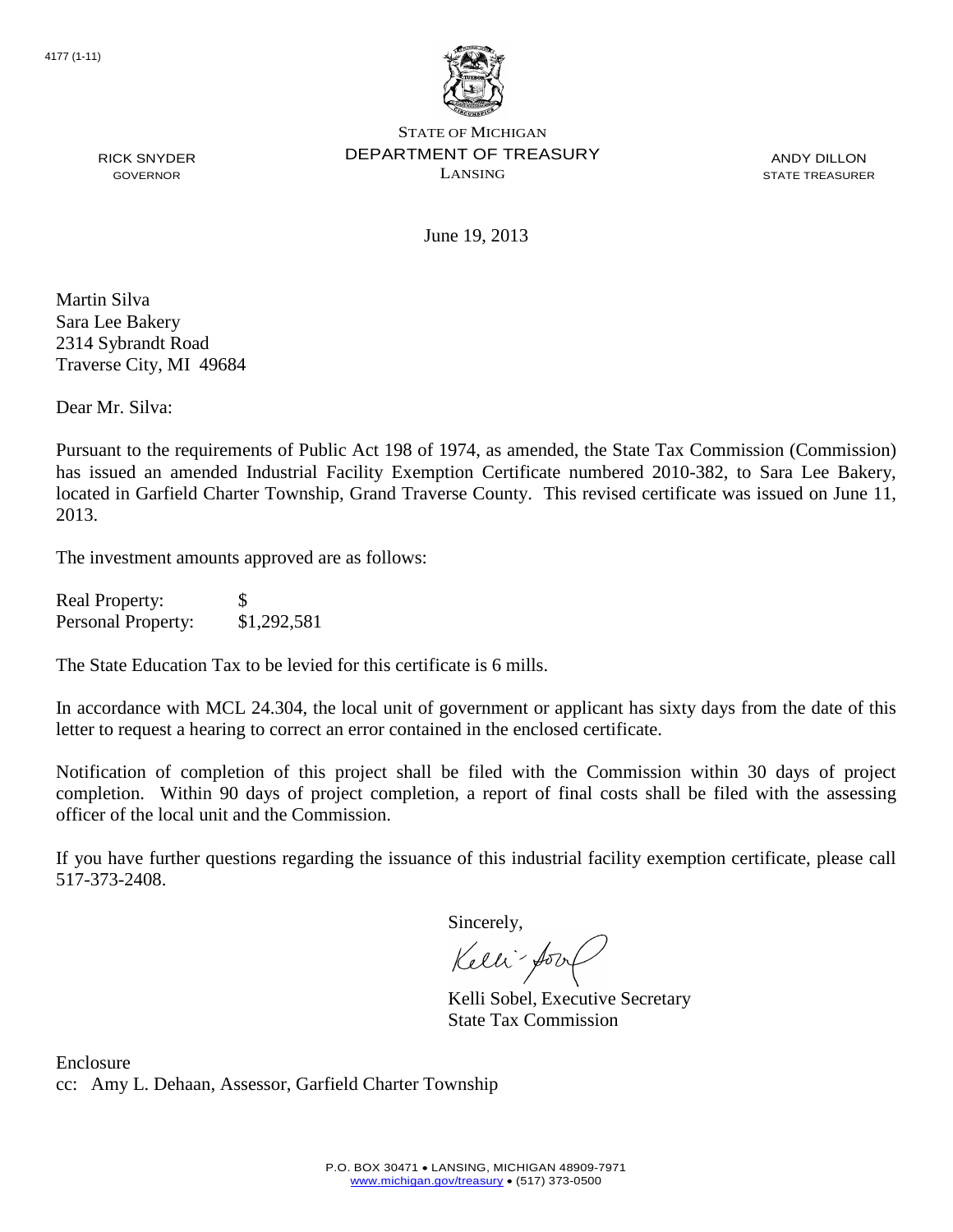4177 (1-11)

STATE OF MICHIGAN
DEPARTMENT OF TREASURY
LANSING

RICK SNYDER
GOVERNOR

ANDY DILLON
STATE TREASURER

June 19, 2013

Martin Silva
Sara Lee Bakery
2314 Sybrandt Road
Traverse City, MI 49684

Dear Mr. Silva:

Pursuant to the requirements of Public Act 198 of 1974, as amended, the State Tax Commission (Commission) has issued an amended Industrial Facility Exemption Certificate numbered 2010-382, to Sara Lee Bakery, located in Garfield Charter Township, Grand Traverse County. This revised certificate was issued on June 11, 2013.

The investment amounts approved are as follows:

| | |
|---|---|
| Real Property: | $ |
| Personal Property: | $1,292,581 |

The State Education Tax to be levied for this certificate is 6 mills.

In accordance with MCL 24.304, the local unit of government or applicant has sixty days from the date of this letter to request a hearing to correct an error contained in the enclosed certificate.

Notification of completion of this project shall be filed with the Commission within 30 days of project completion. Within 90 days of project completion, a report of final costs shall be filed with the assessing officer of the local unit and the Commission.

If you have further questions regarding the issuance of this industrial facility exemption certificate, please call 517-373-2408.

Sincerely,

Kelli Sobel, Executive Secretary
State Tax Commission

Enclosure
cc: Amy L. Dehaan, Assessor, Garfield Charter Township

P.O. BOX 30471 • LANSING, MICHIGAN 48909-7971
www.michigan.gov/treasury • (517) 373-0500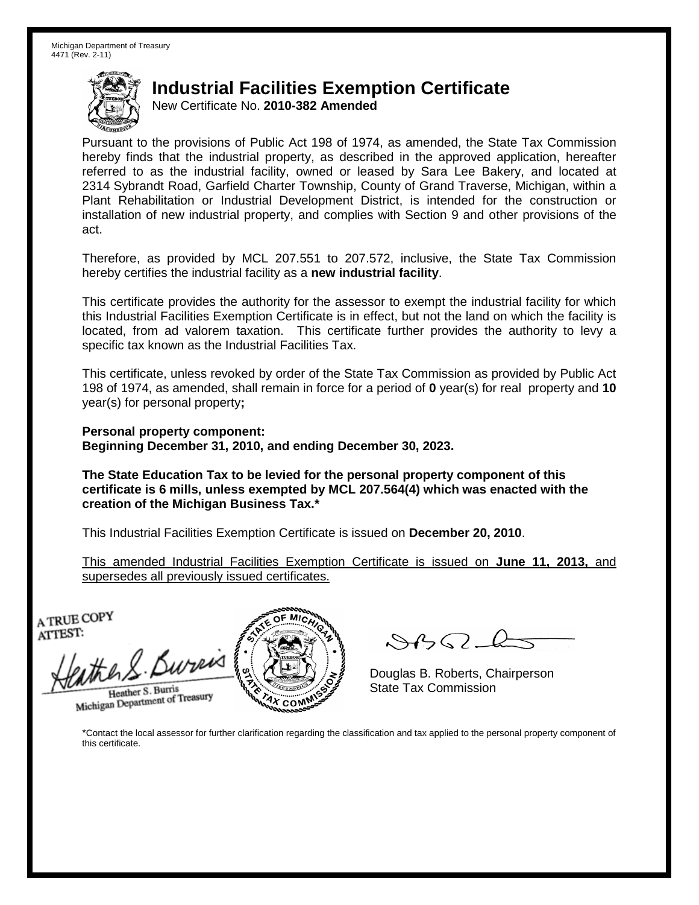Michigan Department of Treasury
4471 (Rev. 2-11)

# Industrial Facilities Exemption Certificate

New Certificate No. **2010-382 Amended**

Pursuant to the provisions of Public Act 198 of 1974, as amended, the State Tax Commission hereby finds that the industrial property, as described in the approved application, hereafter referred to as the industrial facility, owned or leased by Sara Lee Bakery, and located at 2314 Sybrandt Road, Garfield Charter Township, County of Grand Traverse, Michigan, within a Plant Rehabilitation or Industrial Development District, is intended for the construction or installation of new industrial property, and complies with Section 9 and other provisions of the act.

Therefore, as provided by MCL 207.551 to 207.572, inclusive, the State Tax Commission hereby certifies the industrial facility as a **new industrial facility**.

This certificate provides the authority for the assessor to exempt the industrial facility for which this Industrial Facilities Exemption Certificate is in effect, but not the land on which the facility is located, from ad valorem taxation. This certificate further provides the authority to levy a specific tax known as the Industrial Facilities Tax.

This certificate, unless revoked by order of the State Tax Commission as provided by Public Act 198 of 1974, as amended, shall remain in force for a period of **0** year(s) for real property and **10** year(s) for personal property**;**

**Personal property component:**
**Beginning December 31, 2010, and ending December 30, 2023.**

**The State Education Tax to be levied for the personal property component of this certificate is 6 mills, unless exempted by MCL 207.564(4) which was enacted with the creation of the Michigan Business Tax.***

This Industrial Facilities Exemption Certificate is issued on **December 20, 2010**.

<u>This amended Industrial Facilities Exemption Certificate is issued on **June 11, 2013,** and supersedes all previously issued certificates.</u>

A TRUE COPY
ATTEST:

Heather S. Burris
Michigan Department of Treasury

Douglas B. Roberts, Chairperson
State Tax Commission

*Contact the local assessor for further clarification regarding the classification and tax applied to the personal property component of this certificate.